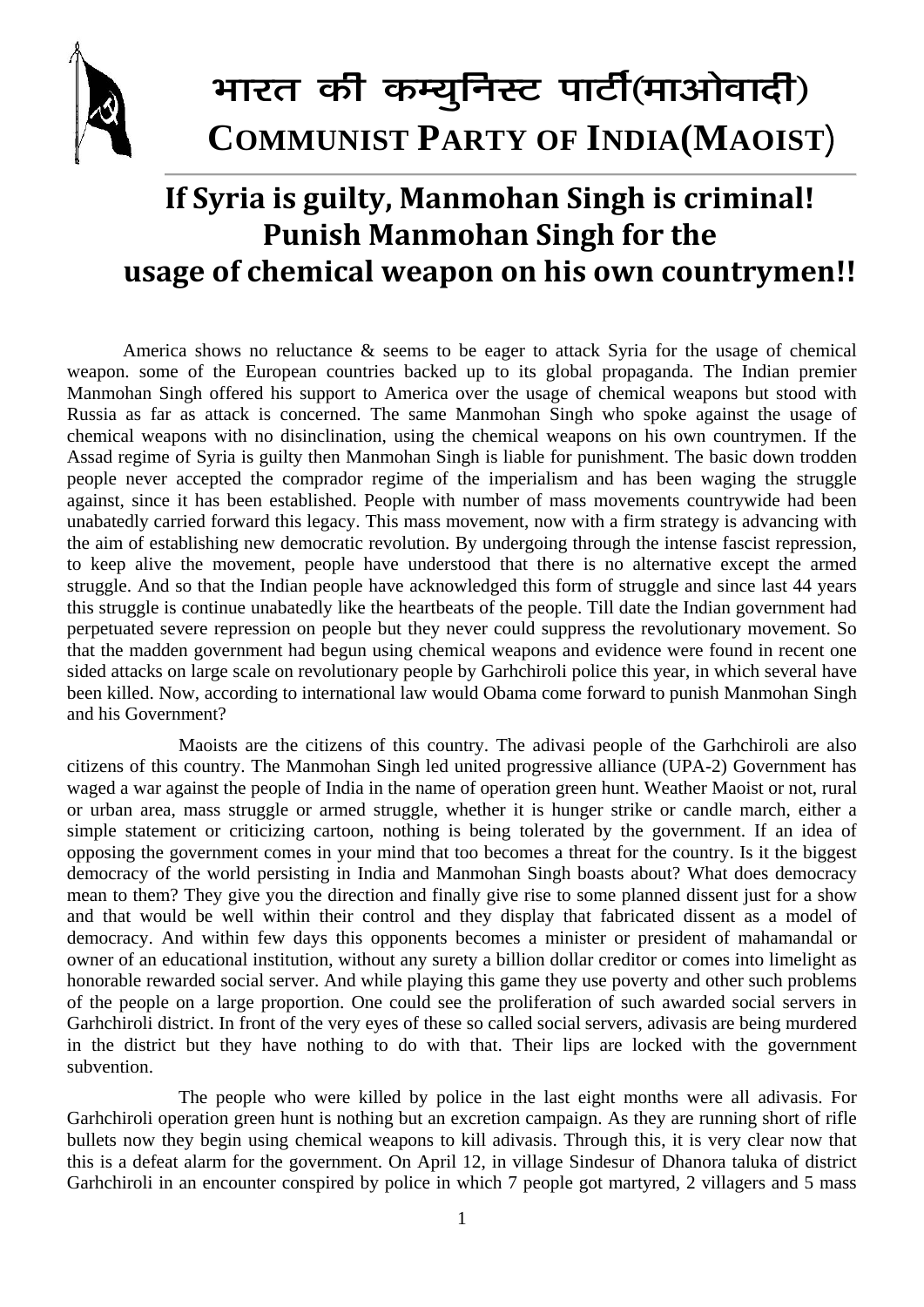# भारत की कम्युनिस्ट पार्टी(माओवादी)
# COMMUNIST PARTY OF INDIA(MAOIST)

## If Syria is guilty, Manmohan Singh is criminal! Punish Manmohan Singh for the usage of chemical weapon on his own countrymen!!

America shows no reluctance & seems to be eager to attack Syria for the usage of chemical weapon. some of the European countries backed up to its global propaganda. The Indian premier Manmohan Singh offered his support to America over the usage of chemical weapons but stood with Russia as far as attack is concerned. The same Manmohan Singh who spoke against the usage of chemical weapons with no disinclination, using the chemical weapons on his own countrymen. If the Assad regime of Syria is guilty then Manmohan Singh is liable for punishment. The basic down trodden people never accepted the comprador regime of the imperialism and has been waging the struggle against, since it has been established. People with number of mass movements countrywide had been unabatedly carried forward this legacy. This mass movement, now with a firm strategy is advancing with the aim of establishing new democratic revolution. By undergoing through the intense fascist repression, to keep alive the movement, people have understood that there is no alternative except the armed struggle. And so that the Indian people have acknowledged this form of struggle and since last 44 years this struggle is continue unabatedly like the heartbeats of the people. Till date the Indian government had perpetuated severe repression on people but they never could suppress the revolutionary movement. So that the madden government had begun using chemical weapons and evidence were found in recent one sided attacks on large scale on revolutionary people by Garhchiroli police this year, in which several have been killed. Now, according to international law would Obama come forward to punish Manmohan Singh and his Government?

Maoists are the citizens of this country. The adivasi people of the Garhchiroli are also citizens of this country. The Manmohan Singh led united progressive alliance (UPA-2) Government has waged a war against the people of India in the name of operation green hunt. Weather Maoist or not, rural or urban area, mass struggle or armed struggle, whether it is hunger strike or candle march, either a simple statement or criticizing cartoon, nothing is being tolerated by the government. If an idea of opposing the government comes in your mind that too becomes a threat for the country. Is it the biggest democracy of the world persisting in India and Manmohan Singh boasts about? What does democracy mean to them? They give you the direction and finally give rise to some planned dissent just for a show and that would be well within their control and they display that fabricated dissent as a model of democracy. And within few days this opponents becomes a minister or president of mahamandal or owner of an educational institution, without any surety a billion dollar creditor or comes into limelight as honorable rewarded social server. And while playing this game they use poverty and other such problems of the people on a large proportion. One could see the proliferation of such awarded social servers in Garhchiroli district. In front of the very eyes of these so called social servers, adivasis are being murdered in the district but they have nothing to do with that. Their lips are locked with the government subvention.

The people who were killed by police in the last eight months were all adivasis. For Garhchiroli operation green hunt is nothing but an excretion campaign. As they are running short of rifle bullets now they begin using chemical weapons to kill adivasis. Through this, it is very clear now that this is a defeat alarm for the government. On April 12, in village Sindesur of Dhanora taluka of district Garhchiroli in an encounter conspired by police in which 7 people got martyred, 2 villagers and 5 mass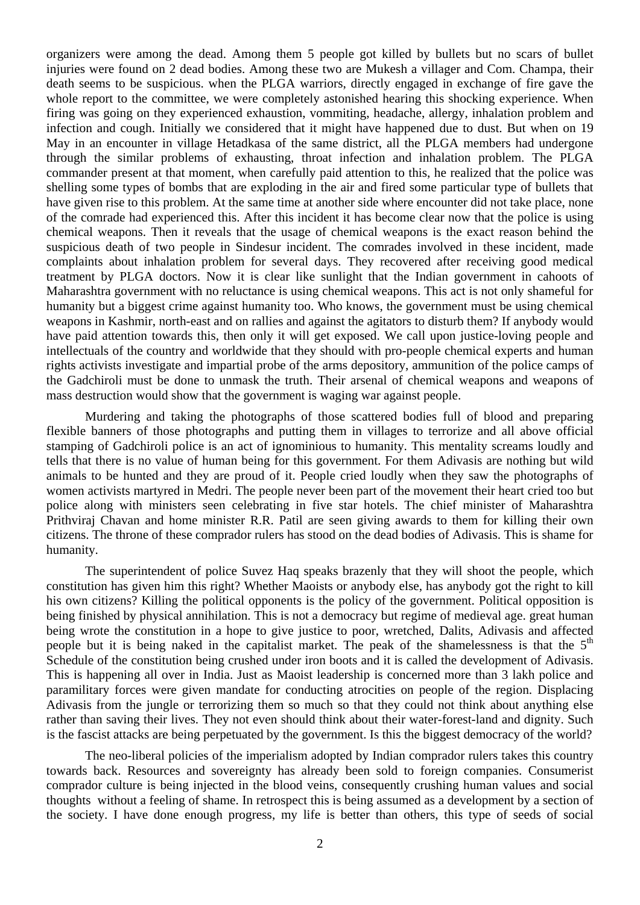organizers were among the dead. Among them 5 people got killed by bullets but no scars of bullet injuries were found on 2 dead bodies. Among these two are Mukesh a villager and Com. Champa, their death seems to be suspicious. when the PLGA warriors, directly engaged in exchange of fire gave the whole report to the committee, we were completely astonished hearing this shocking experience. When firing was going on they experienced exhaustion, vommiting, headache, allergy, inhalation problem and infection and cough. Initially we considered that it might have happened due to dust. But when on 19 May in an encounter in village Hetadkasa of the same district, all the PLGA members had undergone through the similar problems of exhausting, throat infection and inhalation problem. The PLGA commander present at that moment, when carefully paid attention to this, he realized that the police was shelling some types of bombs that are exploding in the air and fired some particular type of bullets that have given rise to this problem. At the same time at another side where encounter did not take place, none of the comrade had experienced this. After this incident it has become clear now that the police is using chemical weapons. Then it reveals that the usage of chemical weapons is the exact reason behind the suspicious death of two people in Sindesur incident. The comrades involved in these incident, made complaints about inhalation problem for several days. They recovered after receiving good medical treatment by PLGA doctors. Now it is clear like sunlight that the Indian government in cahoots of Maharashtra government with no reluctance is using chemical weapons. This act is not only shameful for humanity but a biggest crime against humanity too. Who knows, the government must be using chemical weapons in Kashmir, north-east and on rallies and against the agitators to disturb them? If anybody would have paid attention towards this, then only it will get exposed. We call upon justice-loving people and intellectuals of the country and worldwide that they should with pro-people chemical experts and human rights activists investigate and impartial probe of the arms depository, ammunition of the police camps of the Gadchiroli must be done to unmask the truth. Their arsenal of chemical weapons and weapons of mass destruction would show that the government is waging war against people.

Murdering and taking the photographs of those scattered bodies full of blood and preparing flexible banners of those photographs and putting them in villages to terrorize and all above official stamping of Gadchiroli police is an act of ignominious to humanity. This mentality screams loudly and tells that there is no value of human being for this government. For them Adivasis are nothing but wild animals to be hunted and they are proud of it. People cried loudly when they saw the photographs of women activists martyred in Medri. The people never been part of the movement their heart cried too but police along with ministers seen celebrating in five star hotels. The chief minister of Maharashtra Prithviraj Chavan and home minister R.R. Patil are seen giving awards to them for killing their own citizens. The throne of these comprador rulers has stood on the dead bodies of Adivasis. This is shame for humanity.

The superintendent of police Suvez Haq speaks brazenly that they will shoot the people, which constitution has given him this right? Whether Maoists or anybody else, has anybody got the right to kill his own citizens? Killing the political opponents is the policy of the government. Political opposition is being finished by physical annihilation. This is not a democracy but regime of medieval age. great human being wrote the constitution in a hope to give justice to poor, wretched, Dalits, Adivasis and affected people but it is being naked in the capitalist market. The peak of the shamelessness is that the 5th Schedule of the constitution being crushed under iron boots and it is called the development of Adivasis. This is happening all over in India. Just as Maoist leadership is concerned more than 3 lakh police and paramilitary forces were given mandate for conducting atrocities on people of the region. Displacing Adivasis from the jungle or terrorizing them so much so that they could not think about anything else rather than saving their lives. They not even should think about their water-forest-land and dignity. Such is the fascist attacks are being perpetuated by the government. Is this the biggest democracy of the world?

The neo-liberal policies of the imperialism adopted by Indian comprador rulers takes this country towards back. Resources and sovereignty has already been sold to foreign companies. Consumerist comprador culture is being injected in the blood veins, consequently crushing human values and social thoughts without a feeling of shame. In retrospect this is being assumed as a development by a section of the society. I have done enough progress, my life is better than others, this type of seeds of social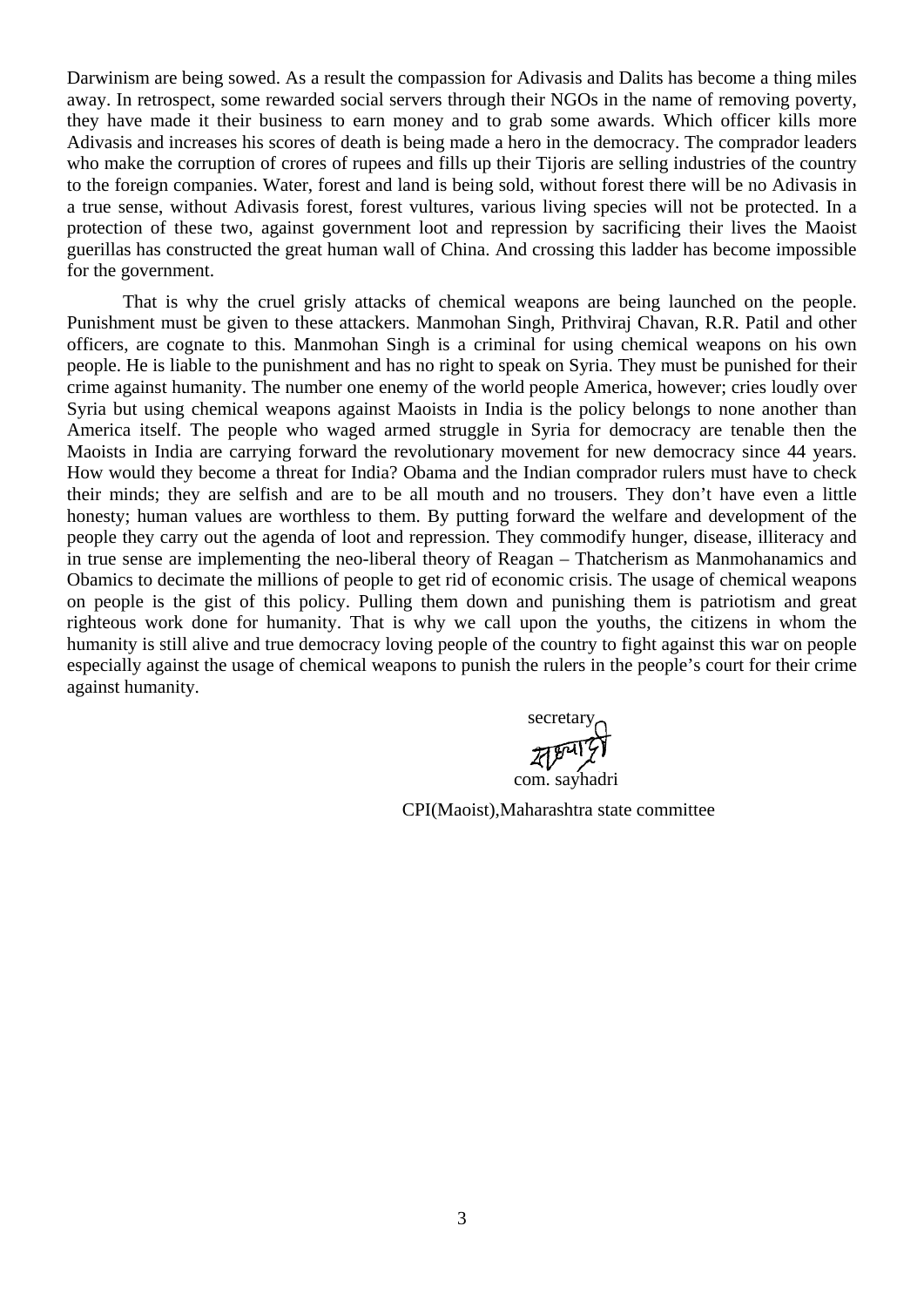Darwinism are being sowed. As a result the compassion for Adivasis and Dalits has become a thing miles away. In retrospect, some rewarded social servers through their NGOs in the name of removing poverty, they have made it their business to earn money and to grab some awards. Which officer kills more Adivasis and increases his scores of death is being made a hero in the democracy. The comprador leaders who make the corruption of crores of rupees and fills up their Tijoris are selling industries of the country to the foreign companies. Water, forest and land is being sold, without forest there will be no Adivasis in a true sense, without Adivasis forest, forest vultures, various living species will not be protected. In a protection of these two, against government loot and repression by sacrificing their lives the Maoist guerillas has constructed the great human wall of China. And crossing this ladder has become impossible for the government.

That is why the cruel grisly attacks of chemical weapons are being launched on the people. Punishment must be given to these attackers. Manmohan Singh, Prithviraj Chavan, R.R. Patil and other officers, are cognate to this. Manmohan Singh is a criminal for using chemical weapons on his own people. He is liable to the punishment and has no right to speak on Syria. They must be punished for their crime against humanity. The number one enemy of the world people America, however; cries loudly over Syria but using chemical weapons against Maoists in India is the policy belongs to none another than America itself. The people who waged armed struggle in Syria for democracy are tenable then the Maoists in India are carrying forward the revolutionary movement for new democracy since 44 years. How would they become a threat for India? Obama and the Indian comprador rulers must have to check their minds; they are selfish and are to be all mouth and no trousers. They don't have even a little honesty; human values are worthless to them. By putting forward the welfare and development of the people they carry out the agenda of loot and repression. They commodify hunger, disease, illiteracy and in true sense are implementing the neo-liberal theory of Reagan – Thatcherism as Manmohanamics and Obamics to decimate the millions of people to get rid of economic crisis. The usage of chemical weapons on people is the gist of this policy. Pulling them down and punishing them is patriotism and great righteous work done for humanity. That is why we call upon the youths, the citizens in whom the humanity is still alive and true democracy loving people of the country to fight against this war on people especially against the usage of chemical weapons to punish the rulers in the people's court for their crime against humanity.

secretary

सह्याद्री

com. sayhadri

CPI(Maoist),Maharashtra state committee